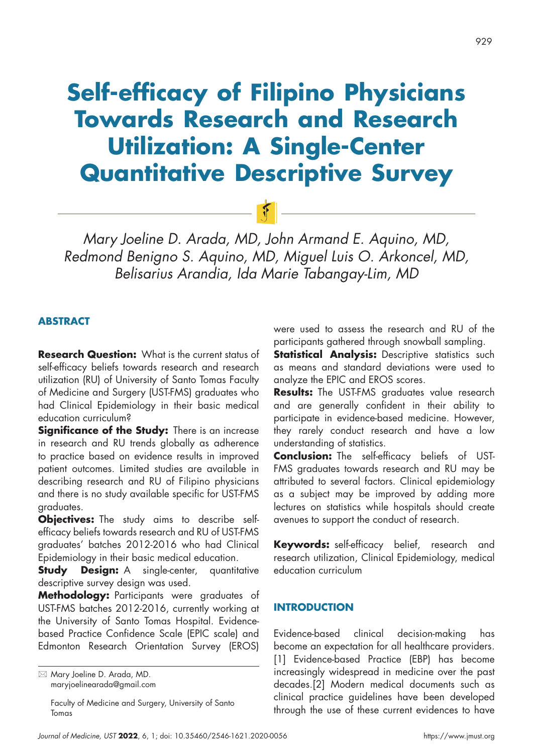# Self-efficacy of Filipino Physicians Towards Research and Research Utilization: A Single-Center Quantitative Descriptive Survey

*Mary Joeline D. Arada, MD, John Armand E. Aquino, MD, Redmond Benigno S. Aquino, MD, Miguel Luis O. Arkoncel, MD, Belisarius Arandia, Ida Marie Tabangay-Lim, MD*

## ABSTRACT

**Research Question:** What is the current status of self-efficacy beliefs towards research and research utilization (RU) of University of Santo Tomas Faculty of Medicine and Surgery (UST-FMS) graduates who had Clinical Epidemiology in their basic medical education curriculum?

**Significance of the Study:** There is an increase in research and RU trends globally as adherence to practice based on evidence results in improved patient outcomes. Limited studies are available in describing research and RU of Filipino physicians and there is no study available specific for UST-FMS graduates.

**Objectives:** The study aims to describe self-efficacy beliefs towards research and RU of UST-FMS graduates' batches 2012-2016 who had Clinical Epidemiology in their basic medical education.

**Study Design:** A single-center, quantitative descriptive survey design was used.

**Methodology:** Participants were graduates of UST-FMS batches 2012-2016, currently working at the University of Santo Tomas Hospital. Evidence-based Practice Confidence Scale (EPIC scale) and Edmonton Research Orientation Survey (EROS) were used to assess the research and RU of the participants gathered through snowball sampling.

**Statistical Analysis:** Descriptive statistics such as means and standard deviations were used to analyze the EPIC and EROS scores.

**Results:** The UST-FMS graduates value research and are generally confident in their ability to participate in evidence-based medicine. However, they rarely conduct research and have a low understanding of statistics.

**Conclusion:** The self-efficacy beliefs of UST-FMS graduates towards research and RU may be attributed to several factors. Clinical epidemiology as a subject may be improved by adding more lectures on statistics while hospitals should create avenues to support the conduct of research.

**Keywords:** self-efficacy belief, research and research utilization, Clinical Epidemiology, medical education curriculum

✉ Mary Joeline D. Arada, MD.
maryjoelinearada@gmail.com

Faculty of Medicine and Surgery, University of Santo Tomas

## INTRODUCTION

Evidence-based clinical decision-making has become an expectation for all healthcare providers.[1] Evidence-based Practice (EBP) has become increasingly widespread in medicine over the past decades.[2] Modern medical documents such as clinical practice guidelines have been developed through the use of these current evidences to have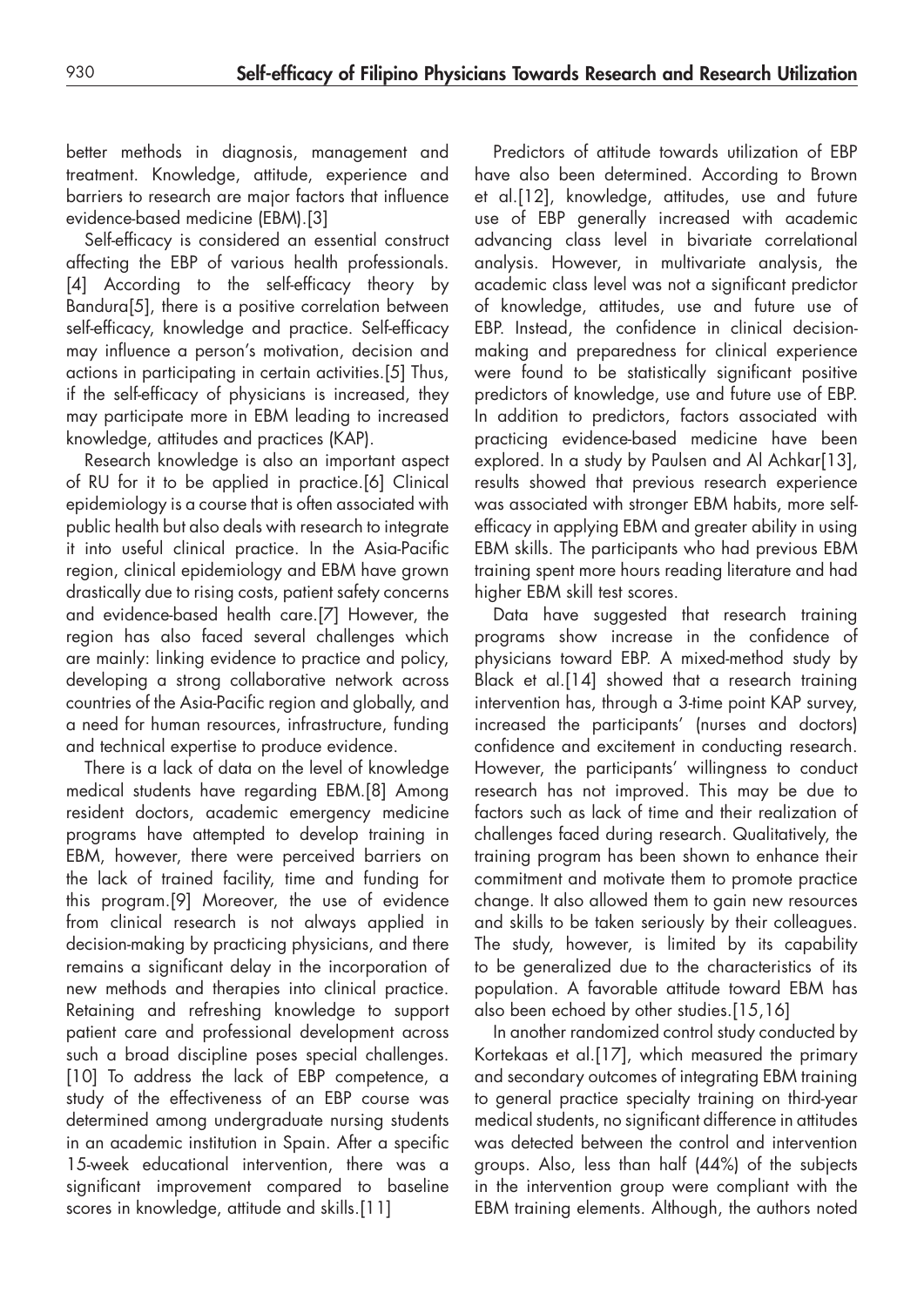better methods in diagnosis, management and treatment. Knowledge, attitude, experience and barriers to research are major factors that influence evidence-based medicine (EBM).[3]

Self-efficacy is considered an essential construct affecting the EBP of various health professionals.[4] According to the self-efficacy theory by Bandura[5], there is a positive correlation between self-efficacy, knowledge and practice. Self-efficacy may influence a person's motivation, decision and actions in participating in certain activities.[5] Thus, if the self-efficacy of physicians is increased, they may participate more in EBM leading to increased knowledge, attitudes and practices (KAP).

Research knowledge is also an important aspect of RU for it to be applied in practice.[6] Clinical epidemiology is a course that is often associated with public health but also deals with research to integrate it into useful clinical practice. In the Asia-Pacific region, clinical epidemiology and EBM have grown drastically due to rising costs, patient safety concerns and evidence-based health care.[7] However, the region has also faced several challenges which are mainly: linking evidence to practice and policy, developing a strong collaborative network across countries of the Asia-Pacific region and globally, and a need for human resources, infrastructure, funding and technical expertise to produce evidence.

There is a lack of data on the level of knowledge medical students have regarding EBM.[8] Among resident doctors, academic emergency medicine programs have attempted to develop training in EBM, however, there were perceived barriers on the lack of trained facility, time and funding for this program.[9] Moreover, the use of evidence from clinical research is not always applied in decision-making by practicing physicians, and there remains a significant delay in the incorporation of new methods and therapies into clinical practice. Retaining and refreshing knowledge to support patient care and professional development across such a broad discipline poses special challenges.[10] To address the lack of EBP competence, a study of the effectiveness of an EBP course was determined among undergraduate nursing students in an academic institution in Spain. After a specific 15-week educational intervention, there was a significant improvement compared to baseline scores in knowledge, attitude and skills.[11]

Predictors of attitude towards utilization of EBP have also been determined. According to Brown et al.[12], knowledge, attitudes, use and future use of EBP generally increased with academic advancing class level in bivariate correlational analysis. However, in multivariate analysis, the academic class level was not a significant predictor of knowledge, attitudes, use and future use of EBP. Instead, the confidence in clinical decision-making and preparedness for clinical experience were found to be statistically significant positive predictors of knowledge, use and future use of EBP. In addition to predictors, factors associated with practicing evidence-based medicine have been explored. In a study by Paulsen and Al Achkar[13], results showed that previous research experience was associated with stronger EBM habits, more self-efficacy in applying EBM and greater ability in using EBM skills. The participants who had previous EBM training spent more hours reading literature and had higher EBM skill test scores.

Data have suggested that research training programs show increase in the confidence of physicians toward EBP. A mixed-method study by Black et al.[14] showed that a research training intervention has, through a 3-time point KAP survey, increased the participants' (nurses and doctors) confidence and excitement in conducting research. However, the participants' willingness to conduct research has not improved. This may be due to factors such as lack of time and their realization of challenges faced during research. Qualitatively, the training program has been shown to enhance their commitment and motivate them to promote practice change. It also allowed them to gain new resources and skills to be taken seriously by their colleagues. The study, however, is limited by its capability to be generalized due to the characteristics of its population. A favorable attitude toward EBM has also been echoed by other studies.[15,16]

In another randomized control study conducted by Kortekaas et al.[17], which measured the primary and secondary outcomes of integrating EBM training to general practice specialty training on third-year medical students, no significant difference in attitudes was detected between the control and intervention groups. Also, less than half (44%) of the subjects in the intervention group were compliant with the EBM training elements. Although, the authors noted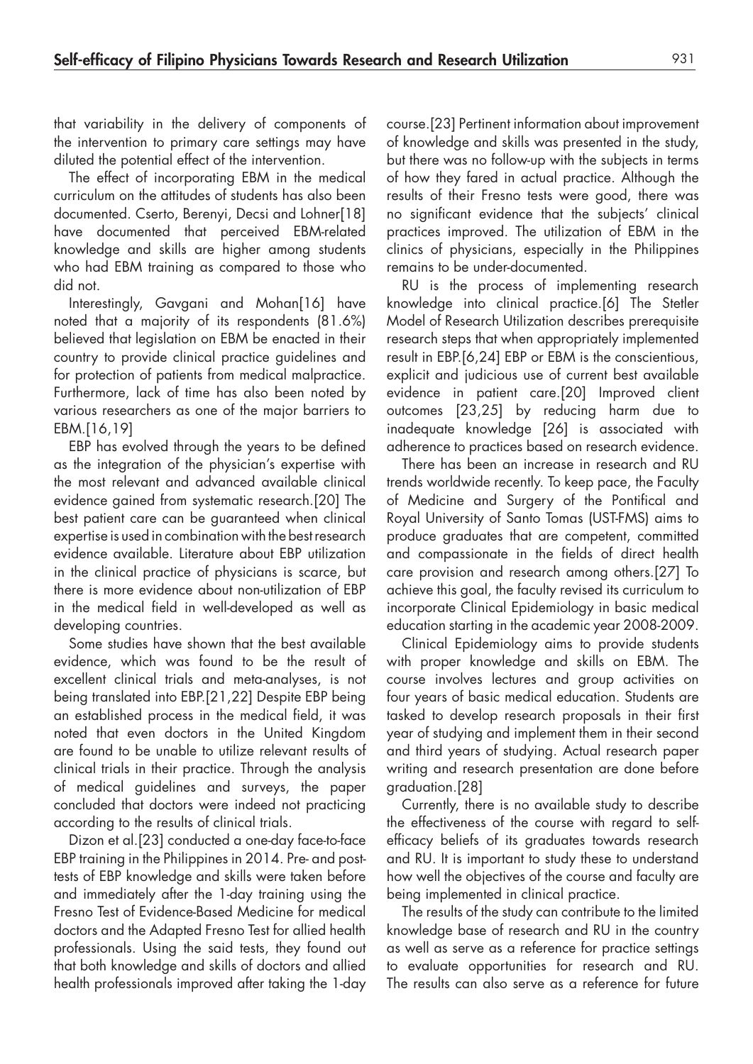that variability in the delivery of components of the intervention to primary care settings may have diluted the potential effect of the intervention.

The effect of incorporating EBM in the medical curriculum on the attitudes of students has also been documented. Cserto, Berenyi, Decsi and Lohner[18] have documented that perceived EBM-related knowledge and skills are higher among students who had EBM training as compared to those who did not.

Interestingly, Gavgani and Mohan[16] have noted that a majority of its respondents (81.6%) believed that legislation on EBM be enacted in their country to provide clinical practice guidelines and for protection of patients from medical malpractice. Furthermore, lack of time has also been noted by various researchers as one of the major barriers to EBM.[16,19]

EBP has evolved through the years to be defined as the integration of the physician's expertise with the most relevant and advanced available clinical evidence gained from systematic research.[20] The best patient care can be guaranteed when clinical expertise is used in combination with the best research evidence available. Literature about EBP utilization in the clinical practice of physicians is scarce, but there is more evidence about non-utilization of EBP in the medical field in well-developed as well as developing countries.

Some studies have shown that the best available evidence, which was found to be the result of excellent clinical trials and meta-analyses, is not being translated into EBP.[21,22] Despite EBP being an established process in the medical field, it was noted that even doctors in the United Kingdom are found to be unable to utilize relevant results of clinical trials in their practice. Through the analysis of medical guidelines and surveys, the paper concluded that doctors were indeed not practicing according to the results of clinical trials.

Dizon et al.[23] conducted a one-day face-to-face EBP training in the Philippines in 2014. Pre- and post-tests of EBP knowledge and skills were taken before and immediately after the 1-day training using the Fresno Test of Evidence-Based Medicine for medical doctors and the Adapted Fresno Test for allied health professionals. Using the said tests, they found out that both knowledge and skills of doctors and allied health professionals improved after taking the 1-day course.[23] Pertinent information about improvement of knowledge and skills was presented in the study, but there was no follow-up with the subjects in terms of how they fared in actual practice. Although the results of their Fresno tests were good, there was no significant evidence that the subjects' clinical practices improved. The utilization of EBM in the clinics of physicians, especially in the Philippines remains to be under-documented.

RU is the process of implementing research knowledge into clinical practice.[6] The Stetler Model of Research Utilization describes prerequisite research steps that when appropriately implemented result in EBP.[6,24] EBP or EBM is the conscientious, explicit and judicious use of current best available evidence in patient care.[20] Improved client outcomes [23,25] by reducing harm due to inadequate knowledge [26] is associated with adherence to practices based on research evidence.

There has been an increase in research and RU trends worldwide recently. To keep pace, the Faculty of Medicine and Surgery of the Pontifical and Royal University of Santo Tomas (UST-FMS) aims to produce graduates that are competent, committed and compassionate in the fields of direct health care provision and research among others.[27] To achieve this goal, the faculty revised its curriculum to incorporate Clinical Epidemiology in basic medical education starting in the academic year 2008-2009.

Clinical Epidemiology aims to provide students with proper knowledge and skills on EBM. The course involves lectures and group activities on four years of basic medical education. Students are tasked to develop research proposals in their first year of studying and implement them in their second and third years of studying. Actual research paper writing and research presentation are done before graduation.[28]

Currently, there is no available study to describe the effectiveness of the course with regard to self-efficacy beliefs of its graduates towards research and RU. It is important to study these to understand how well the objectives of the course and faculty are being implemented in clinical practice.

The results of the study can contribute to the limited knowledge base of research and RU in the country as well as serve as a reference for practice settings to evaluate opportunities for research and RU. The results can also serve as a reference for future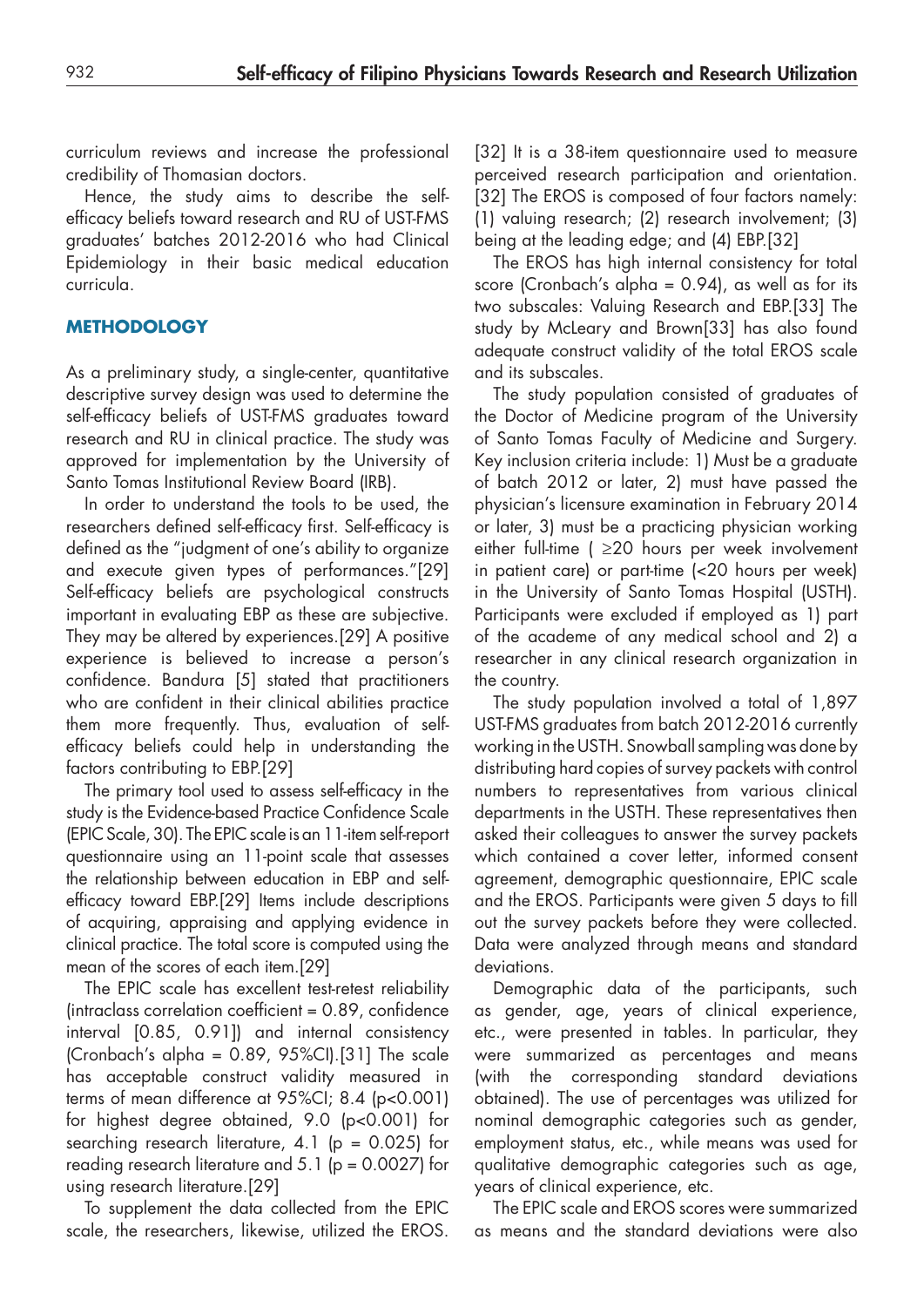curriculum reviews and increase the professional credibility of Thomasian doctors.

Hence, the study aims to describe the self-efficacy beliefs toward research and RU of UST-FMS graduates' batches 2012-2016 who had Clinical Epidemiology in their basic medical education curricula.

## METHODOLOGY

As a preliminary study, a single-center, quantitative descriptive survey design was used to determine the self-efficacy beliefs of UST-FMS graduates toward research and RU in clinical practice. The study was approved for implementation by the University of Santo Tomas Institutional Review Board (IRB).

In order to understand the tools to be used, the researchers defined self-efficacy first. Self-efficacy is defined as the "judgment of one's ability to organize and execute given types of performances."[29] Self-efficacy beliefs are psychological constructs important in evaluating EBP as these are subjective. They may be altered by experiences.[29] A positive experience is believed to increase a person's confidence. Bandura [5] stated that practitioners who are confident in their clinical abilities practice them more frequently. Thus, evaluation of self-efficacy beliefs could help in understanding the factors contributing to EBP.[29]

The primary tool used to assess self-efficacy in the study is the Evidence-based Practice Confidence Scale (EPIC Scale, 30). The EPIC scale is an 11-item self-report questionnaire using an 11-point scale that assesses the relationship between education in EBP and self-efficacy toward EBP.[29] Items include descriptions of acquiring, appraising and applying evidence in clinical practice. The total score is computed using the mean of the scores of each item.[29]

The EPIC scale has excellent test-retest reliability (intraclass correlation coefficient = 0.89, confidence interval [0.85, 0.91]) and internal consistency (Cronbach's alpha = 0.89, 95%CI).[31] The scale has acceptable construct validity measured in terms of mean difference at 95%CI; 8.4 ($p<0.001$) for highest degree obtained, 9.0 ($p<0.001$) for searching research literature, 4.1 ($p = 0.025$) for reading research literature and 5.1 ($p = 0.0027$) for using research literature.[29]

To supplement the data collected from the EPIC scale, the researchers, likewise, utilized the EROS.[32] It is a 38-item questionnaire used to measure perceived research participation and orientation.[32] The EROS is composed of four factors namely: (1) valuing research; (2) research involvement; (3) being at the leading edge; and (4) EBP.[32]

The EROS has high internal consistency for total score (Cronbach's alpha = 0.94), as well as for its two subscales: Valuing Research and EBP.[33] The study by McLeary and Brown[33] has also found adequate construct validity of the total EROS scale and its subscales.

The study population consisted of graduates of the Doctor of Medicine program of the University of Santo Tomas Faculty of Medicine and Surgery. Key inclusion criteria include: 1) Must be a graduate of batch 2012 or later, 2) must have passed the physician's licensure examination in February 2014 or later, 3) must be a practicing physician working either full-time ( ≥20 hours per week involvement in patient care) or part-time (<20 hours per week) in the University of Santo Tomas Hospital (USTH). Participants were excluded if employed as 1) part of the academe of any medical school and 2) a researcher in any clinical research organization in the country.

The study population involved a total of 1,897 UST-FMS graduates from batch 2012-2016 currently working in the USTH. Snowball sampling was done by distributing hard copies of survey packets with control numbers to representatives from various clinical departments in the USTH. These representatives then asked their colleagues to answer the survey packets which contained a cover letter, informed consent agreement, demographic questionnaire, EPIC scale and the EROS. Participants were given 5 days to fill out the survey packets before they were collected. Data were analyzed through means and standard deviations.

Demographic data of the participants, such as gender, age, years of clinical experience, etc., were presented in tables. In particular, they were summarized as percentages and means (with the corresponding standard deviations obtained). The use of percentages was utilized for nominal demographic categories such as gender, employment status, etc., while means was used for qualitative demographic categories such as age, years of clinical experience, etc.

The EPIC scale and EROS scores were summarized as means and the standard deviations were also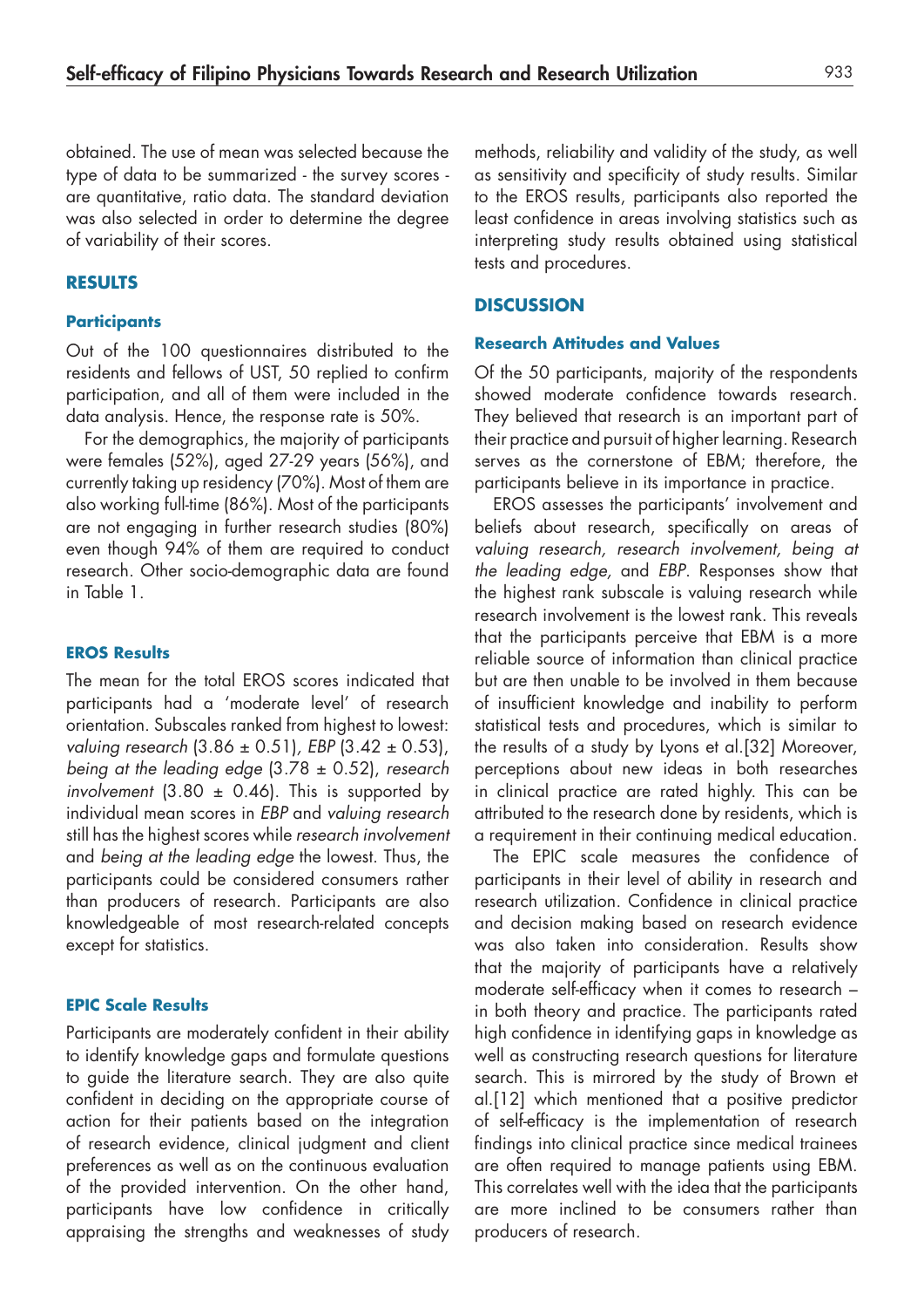obtained. The use of mean was selected because the type of data to be summarized - the survey scores - are quantitative, ratio data. The standard deviation was also selected in order to determine the degree of variability of their scores.

## RESULTS

### Participants

Out of the 100 questionnaires distributed to the residents and fellows of UST, 50 replied to confirm participation, and all of them were included in the data analysis. Hence, the response rate is 50%.

For the demographics, the majority of participants were females (52%), aged 27-29 years (56%), and currently taking up residency (70%). Most of them are also working full-time (86%). Most of the participants are not engaging in further research studies (80%) even though 94% of them are required to conduct research. Other socio-demographic data are found in Table 1.

### EROS Results

The mean for the total EROS scores indicated that participants had a 'moderate level' of research orientation. Subscales ranked from highest to lowest: *valuing research* (3.86 ± 0.51), *EBP* (3.42 ± 0.53), *being at the leading edge* (3.78 ± 0.52), *research involvement* (3.80 ± 0.46). This is supported by individual mean scores in *EBP* and *valuing research* still has the highest scores while *research involvement* and *being at the leading edge* the lowest. Thus, the participants could be considered consumers rather than producers of research. Participants are also knowledgeable of most research-related concepts except for statistics.

### EPIC Scale Results

Participants are moderately confident in their ability to identify knowledge gaps and formulate questions to guide the literature search. They are also quite confident in deciding on the appropriate course of action for their patients based on the integration of research evidence, clinical judgment and client preferences as well as on the continuous evaluation of the provided intervention. On the other hand, participants have low confidence in critically appraising the strengths and weaknesses of study methods, reliability and validity of the study, as well as sensitivity and specificity of study results. Similar to the EROS results, participants also reported the least confidence in areas involving statistics such as interpreting study results obtained using statistical tests and procedures.

## DISCUSSION

### Research Attitudes and Values

Of the 50 participants, majority of the respondents showed moderate confidence towards research. They believed that research is an important part of their practice and pursuit of higher learning. Research serves as the cornerstone of EBM; therefore, the participants believe in its importance in practice.

EROS assesses the participants' involvement and beliefs about research, specifically on areas of *valuing research, research involvement, being at the leading edge,* and *EBP*. Responses show that the highest rank subscale is valuing research while research involvement is the lowest rank. This reveals that the participants perceive that EBM is a more reliable source of information than clinical practice but are then unable to be involved in them because of insufficient knowledge and inability to perform statistical tests and procedures, which is similar to the results of a study by Lyons et al.[32] Moreover, perceptions about new ideas in both researches in clinical practice are rated highly. This can be attributed to the research done by residents, which is a requirement in their continuing medical education.

The EPIC scale measures the confidence of participants in their level of ability in research and research utilization. Confidence in clinical practice and decision making based on research evidence was also taken into consideration. Results show that the majority of participants have a relatively moderate self-efficacy when it comes to research – in both theory and practice. The participants rated high confidence in identifying gaps in knowledge as well as constructing research questions for literature search. This is mirrored by the study of Brown et al.[12] which mentioned that a positive predictor of self-efficacy is the implementation of research findings into clinical practice since medical trainees are often required to manage patients using EBM. This correlates well with the idea that the participants are more inclined to be consumers rather than producers of research.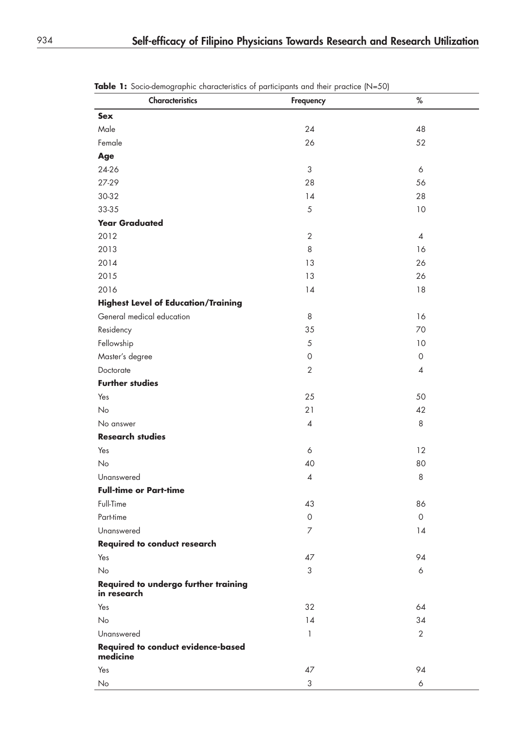**Table 1:** Socio-demographic characteristics of participants and their practice (N=50)

| Characteristics | Frequency | % |
|---|---|---|
| **Sex** | | |
| Male | 24 | 48 |
| Female | 26 | 52 |
| **Age** | | |
| 24-26 | 3 | 6 |
| 27-29 | 28 | 56 |
| 30-32 | 14 | 28 |
| 33-35 | 5 | 10 |
| **Year Graduated** | | |
| 2012 | 2 | 4 |
| 2013 | 8 | 16 |
| 2014 | 13 | 26 |
| 2015 | 13 | 26 |
| 2016 | 14 | 18 |
| **Highest Level of Education/Training** | | |
| General medical education | 8 | 16 |
| Residency | 35 | 70 |
| Fellowship | 5 | 10 |
| Master's degree | 0 | 0 |
| Doctorate | 2 | 4 |
| **Further studies** | | |
| Yes | 25 | 50 |
| No | 21 | 42 |
| No answer | 4 | 8 |
| **Research studies** | | |
| Yes | 6 | 12 |
| No | 40 | 80 |
| Unanswered | 4 | 8 |
| **Full-time or Part-time** | | |
| Full-Time | 43 | 86 |
| Part-time | 0 | 0 |
| Unanswered | 7 | 14 |
| **Required to conduct research** | | |
| Yes | 47 | 94 |
| No | 3 | 6 |
| **Required to undergo further training in research** | | |
| Yes | 32 | 64 |
| No | 14 | 34 |
| Unanswered | 1 | 2 |
| **Required to conduct evidence-based medicine** | | |
| Yes | 47 | 94 |
| No | 3 | 6 |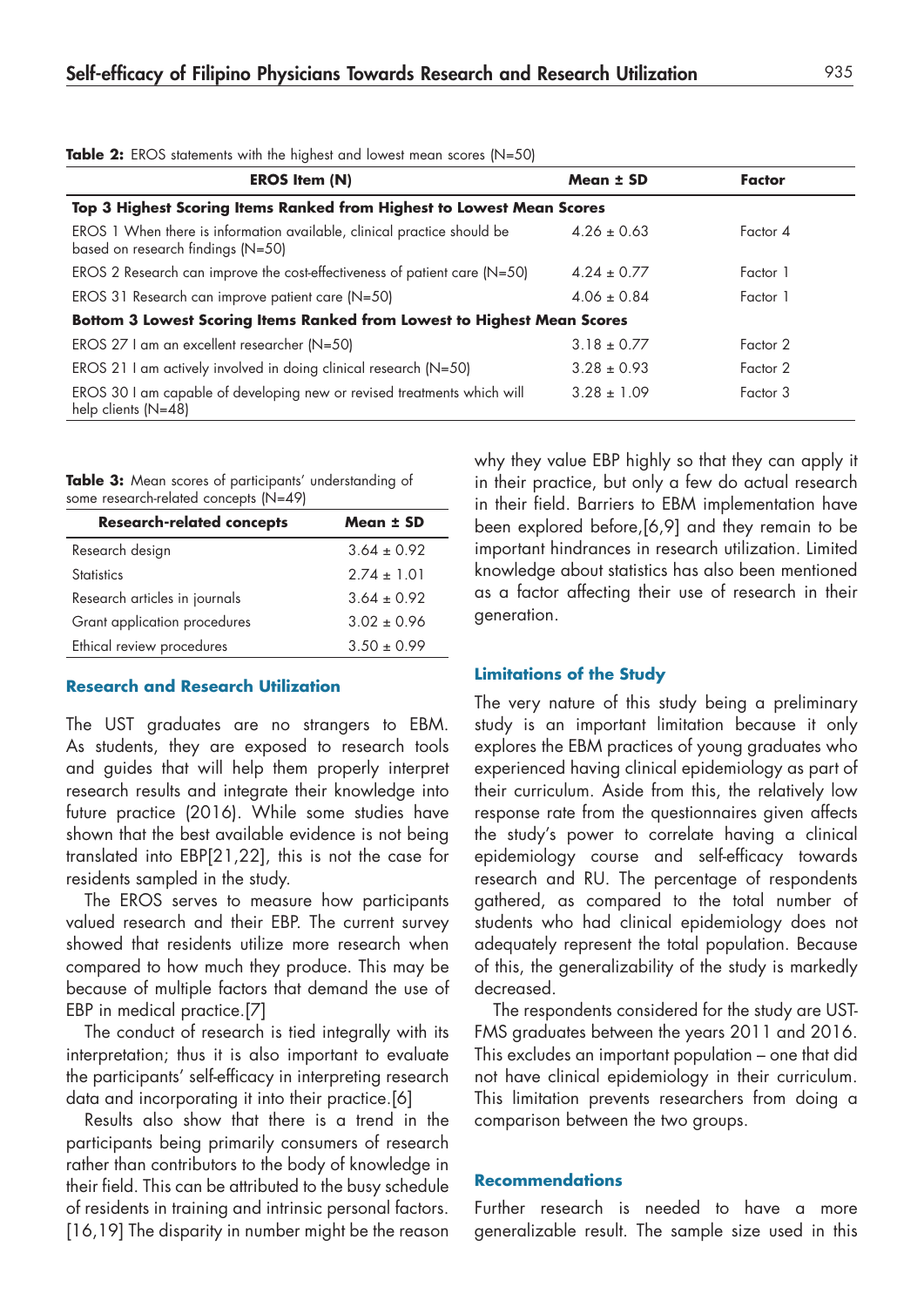**Table 2:** EROS statements with the highest and lowest mean scores (N=50)

| EROS Item (N) | Mean ± SD | Factor |
|---|---|---|
| **Top 3 Highest Scoring Items Ranked from Highest to Lowest Mean Scores** | | |
| EROS 1 When there is information available, clinical practice should be based on research findings (N=50) | 4.26 ± 0.63 | Factor 4 |
| EROS 2 Research can improve the cost-effectiveness of patient care (N=50) | 4.24 ± 0.77 | Factor 1 |
| EROS 31 Research can improve patient care (N=50) | 4.06 ± 0.84 | Factor 1 |
| **Bottom 3 Lowest Scoring Items Ranked from Lowest to Highest Mean Scores** | | |
| EROS 27 I am an excellent researcher (N=50) | 3.18 ± 0.77 | Factor 2 |
| EROS 21 I am actively involved in doing clinical research (N=50) | 3.28 ± 0.93 | Factor 2 |
| EROS 30 I am capable of developing new or revised treatments which will help clients (N=48) | 3.28 ± 1.09 | Factor 3 |

**Table 3:** Mean scores of participants' understanding of some research-related concepts (N=49)

| Research-related concepts | Mean ± SD |
|---|---|
| Research design | 3.64 ± 0.92 |
| Statistics | 2.74 ± 1.01 |
| Research articles in journals | 3.64 ± 0.92 |
| Grant application procedures | 3.02 ± 0.96 |
| Ethical review procedures | 3.50 ± 0.99 |

### Research and Research Utilization

The UST graduates are no strangers to EBM. As students, they are exposed to research tools and guides that will help them properly interpret research results and integrate their knowledge into future practice (2016). While some studies have shown that the best available evidence is not being translated into EBP[21,22], this is not the case for residents sampled in the study.

The EROS serves to measure how participants valued research and their EBP. The current survey showed that residents utilize more research when compared to how much they produce. This may be because of multiple factors that demand the use of EBP in medical practice.[7]

The conduct of research is tied integrally with its interpretation; thus it is also important to evaluate the participants' self-efficacy in interpreting research data and incorporating it into their practice.[6]

Results also show that there is a trend in the participants being primarily consumers of research rather than contributors to the body of knowledge in their field. This can be attributed to the busy schedule of residents in training and intrinsic personal factors.[16,19] The disparity in number might be the reason why they value EBP highly so that they can apply it in their practice, but only a few do actual research in their field. Barriers to EBM implementation have been explored before,[6,9] and they remain to be important hindrances in research utilization. Limited knowledge about statistics has also been mentioned as a factor affecting their use of research in their generation.

### Limitations of the Study

The very nature of this study being a preliminary study is an important limitation because it only explores the EBM practices of young graduates who experienced having clinical epidemiology as part of their curriculum. Aside from this, the relatively low response rate from the questionnaires given affects the study's power to correlate having a clinical epidemiology course and self-efficacy towards research and RU. The percentage of respondents gathered, as compared to the total number of students who had clinical epidemiology does not adequately represent the total population. Because of this, the generalizability of the study is markedly decreased.

The respondents considered for the study are UST-FMS graduates between the years 2011 and 2016. This excludes an important population – one that did not have clinical epidemiology in their curriculum. This limitation prevents researchers from doing a comparison between the two groups.

### Recommendations

Further research is needed to have a more generalizable result. The sample size used in this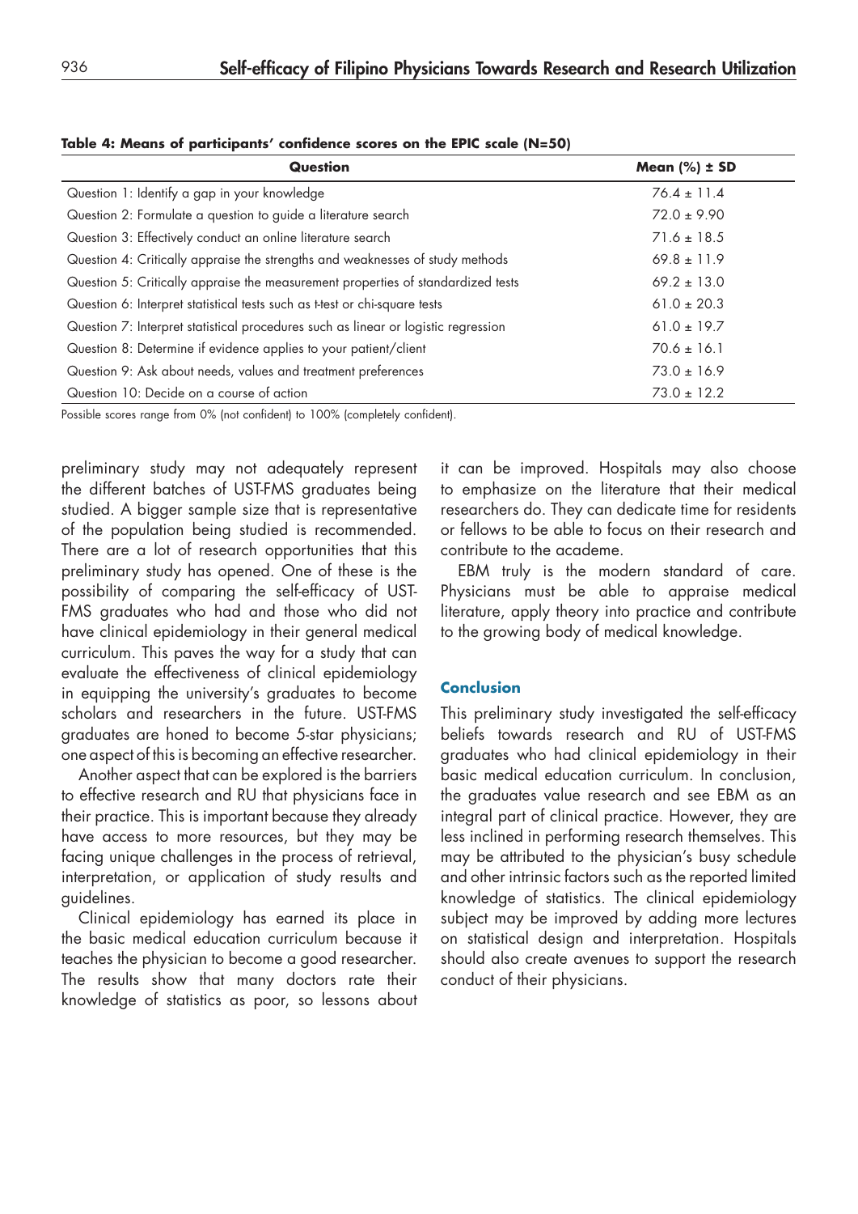**Table 4: Means of participants' confidence scores on the EPIC scale (N=50)**

| Question | Mean (%) ± SD |
|---|---|
| Question 1: Identify a gap in your knowledge | 76.4 ± 11.4 |
| Question 2: Formulate a question to guide a literature search | 72.0 ± 9.90 |
| Question 3: Effectively conduct an online literature search | 71.6 ± 18.5 |
| Question 4: Critically appraise the strengths and weaknesses of study methods | 69.8 ± 11.9 |
| Question 5: Critically appraise the measurement properties of standardized tests | 69.2 ± 13.0 |
| Question 6: Interpret statistical tests such as t-test or chi-square tests | 61.0 ± 20.3 |
| Question 7: Interpret statistical procedures such as linear or logistic regression | 61.0 ± 19.7 |
| Question 8: Determine if evidence applies to your patient/client | 70.6 ± 16.1 |
| Question 9: Ask about needs, values and treatment preferences | 73.0 ± 16.9 |
| Question 10: Decide on a course of action | 73.0 ± 12.2 |

Possible scores range from 0% (not confident) to 100% (completely confident).

preliminary study may not adequately represent the different batches of UST-FMS graduates being studied. A bigger sample size that is representative of the population being studied is recommended. There are a lot of research opportunities that this preliminary study has opened. One of these is the possibility of comparing the self-efficacy of UST-FMS graduates who had and those who did not have clinical epidemiology in their general medical curriculum. This paves the way for a study that can evaluate the effectiveness of clinical epidemiology in equipping the university's graduates to become scholars and researchers in the future. UST-FMS graduates are honed to become 5-star physicians; one aspect of this is becoming an effective researcher.

Another aspect that can be explored is the barriers to effective research and RU that physicians face in their practice. This is important because they already have access to more resources, but they may be facing unique challenges in the process of retrieval, interpretation, or application of study results and guidelines.

Clinical epidemiology has earned its place in the basic medical education curriculum because it teaches the physician to become a good researcher. The results show that many doctors rate their knowledge of statistics as poor, so lessons about it can be improved. Hospitals may also choose to emphasize on the literature that their medical researchers do. They can dedicate time for residents or fellows to be able to focus on their research and contribute to the academe.

EBM truly is the modern standard of care. Physicians must be able to appraise medical literature, apply theory into practice and contribute to the growing body of medical knowledge.

## Conclusion

This preliminary study investigated the self-efficacy beliefs towards research and RU of UST-FMS graduates who had clinical epidemiology in their basic medical education curriculum. In conclusion, the graduates value research and see EBM as an integral part of clinical practice. However, they are less inclined in performing research themselves. This may be attributed to the physician's busy schedule and other intrinsic factors such as the reported limited knowledge of statistics. The clinical epidemiology subject may be improved by adding more lectures on statistical design and interpretation. Hospitals should also create avenues to support the research conduct of their physicians.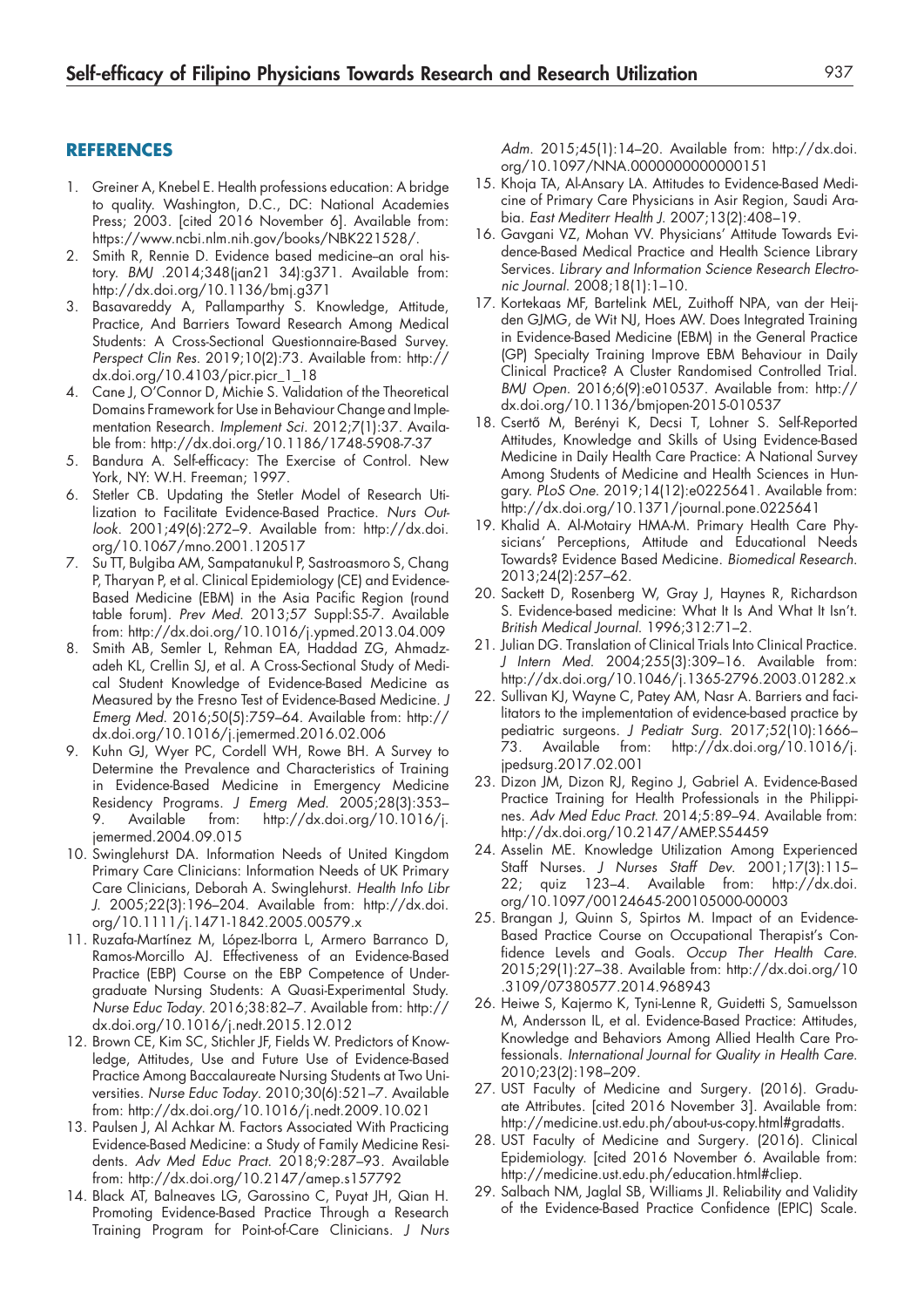## REFERENCES

1. Greiner A, Knebel E. Health professions education: A bridge to quality. Washington, D.C., DC: National Academies Press; 2003. [cited 2016 November 6]. Available from: https://www.ncbi.nlm.nih.gov/books/NBK221528/.
2. Smith R, Rennie D. Evidence based medicine–an oral history. *BMJ* .2014;348(jan21 34):g371. Available from: http://dx.doi.org/10.1136/bmj.g371
3. Basavareddy A, Pallamparthy S. Knowledge, Attitude, Practice, And Barriers Toward Research Among Medical Students: A Cross-Sectional Questionnaire-Based Survey. *Perspect Clin Res*. 2019;10(2):73. Available from: http://dx.doi.org/10.4103/picr.picr_1_18
4. Cane J, O'Connor D, Michie S. Validation of the Theoretical Domains Framework for Use in Behaviour Change and Implementation Research. *Implement Sci*. 2012;7(1):37. Available from: http://dx.doi.org/10.1186/1748-5908-7-37
5. Bandura A. Self-efficacy: The Exercise of Control. New York, NY: W.H. Freeman; 1997.
6. Stetler CB. Updating the Stetler Model of Research Utilization to Facilitate Evidence-Based Practice. *Nurs Outlook*. 2001;49(6):272–9. Available from: http://dx.doi.org/10.1067/mno.2001.120517
7. Su TT, Bulgiba AM, Sampatanukul P, Sastroasmoro S, Chang P, Tharyan P, et al. Clinical Epidemiology (CE) and Evidence-Based Medicine (EBM) in the Asia Pacific Region (round table forum). *Prev Med*. 2013;57 Suppl:S5-7. Available from: http://dx.doi.org/10.1016/j.ypmed.2013.04.009
8. Smith AB, Semler L, Rehman EA, Haddad ZG, Ahmadzadeh KL, Crellin SJ, et al. A Cross-Sectional Study of Medical Student Knowledge of Evidence-Based Medicine as Measured by the Fresno Test of Evidence-Based Medicine. *J Emerg Med*. 2016;50(5):759–64. Available from: http://dx.doi.org/10.1016/j.jemermed.2016.02.006
9. Kuhn GJ, Wyer PC, Cordell WH, Rowe BH. A Survey to Determine the Prevalence and Characteristics of Training in Evidence-Based Medicine in Emergency Medicine Residency Programs. *J Emerg Med*. 2005;28(3):353–9. Available from: http://dx.doi.org/10.1016/j.jemermed.2004.09.015
10. Swinglehurst DA. Information Needs of United Kingdom Primary Care Clinicians: Information Needs of UK Primary Care Clinicians, Deborah A. Swinglehurst. *Health Info Libr J*. 2005;22(3):196–204. Available from: http://dx.doi.org/10.1111/j.1471-1842.2005.00579.x
11. Ruzafa-Martínez M, López-Iborra L, Armero Barranco D, Ramos-Morcillo AJ. Effectiveness of an Evidence-Based Practice (EBP) Course on the EBP Competence of Undergraduate Nursing Students: A Quasi-Experimental Study. *Nurse Educ Today*. 2016;38:82–7. Available from: http://dx.doi.org/10.1016/j.nedt.2015.12.012
12. Brown CE, Kim SC, Stichler JF, Fields W. Predictors of Knowledge, Attitudes, Use and Future Use of Evidence-Based Practice Among Baccalaureate Nursing Students at Two Universities. *Nurse Educ Today*. 2010;30(6):521–7. Available from: http://dx.doi.org/10.1016/j.nedt.2009.10.021
13. Paulsen J, Al Achkar M. Factors Associated With Practicing Evidence-Based Medicine: a Study of Family Medicine Residents. *Adv Med Educ Pract*. 2018;9:287–93. Available from: http://dx.doi.org/10.2147/amep.s157792
14. Black AT, Balneaves LG, Garossino C, Puyat JH, Qian H. Promoting Evidence-Based Practice Through a Research Training Program for Point-of-Care Clinicians. *J Nurs Adm*. 2015;45(1):14–20. Available from: http://dx.doi.org/10.1097/NNA.0000000000000151
15. Khoja TA, Al-Ansary LA. Attitudes to Evidence-Based Medicine of Primary Care Physicians in Asir Region, Saudi Arabia. *East Mediterr Health J*. 2007;13(2):408–19.
16. Gavgani VZ, Mohan VV. Physicians' Attitude Towards Evidence-Based Medical Practice and Health Science Library Services. *Library and Information Science Research Electronic Journal*. 2008;18(1):1–10.
17. Kortekaas MF, Bartelink MEL, Zuithoff NPA, van der Heijden GJMG, de Wit NJ, Hoes AW. Does Integrated Training in Evidence-Based Medicine (EBM) in the General Practice (GP) Specialty Training Improve EBM Behaviour in Daily Clinical Practice? A Cluster Randomised Controlled Trial. *BMJ Open*. 2016;6(9):e010537. Available from: http://dx.doi.org/10.1136/bmjopen-2015-010537
18. Csertő M, Berényi K, Decsi T, Lohner S. Self-Reported Attitudes, Knowledge and Skills of Using Evidence-Based Medicine in Daily Health Care Practice: A National Survey Among Students of Medicine and Health Sciences in Hungary. *PLoS One*. 2019;14(12):e0225641. Available from: http://dx.doi.org/10.1371/journal.pone.0225641
19. Khalid A. Al-Motairy HMA-M. Primary Health Care Physicians' Perceptions, Attitude and Educational Needs Towards? Evidence Based Medicine. *Biomedical Research*. 2013;24(2):257–62.
20. Sackett D, Rosenberg W, Gray J, Haynes R, Richardson S. Evidence-based medicine: What It Is And What It Isn't. *British Medical Journal*. 1996;312:71–2.
21. Julian DG. Translation of Clinical Trials Into Clinical Practice. *J Intern Med*. 2004;255(3):309–16. Available from: http://dx.doi.org/10.1046/j.1365-2796.2003.01282.x
22. Sullivan KJ, Wayne C, Patey AM, Nasr A. Barriers and facilitators to the implementation of evidence-based practice by pediatric surgeons. *J Pediatr Surg*. 2017;52(10):1666–73. Available from: http://dx.doi.org/10.1016/j.jpedsurg.2017.02.001
23. Dizon JM, Dizon RJ, Regino J, Gabriel A. Evidence-Based Practice Training for Health Professionals in the Philippines. *Adv Med Educ Pract*. 2014;5:89–94. Available from: http://dx.doi.org/10.2147/AMEP.S54459
24. Asselin ME. Knowledge Utilization Among Experienced Staff Nurses. *J Nurses Staff Dev*. 2001;17(3):115–22; quiz 123–4. Available from: http://dx.doi.org/10.1097/00124645-200105000-00003
25. Brangan J, Quinn S, Spirtos M. Impact of an Evidence-Based Practice Course on Occupational Therapist's Confidence Levels and Goals. *Occup Ther Health Care*. 2015;29(1):27–38. Available from: http://dx.doi.org/10.3109/07380577.2014.968943
26. Heiwe S, Kajermo K, Tyni-Lenne R, Guidetti S, Samuelsson M, Andersson IL, et al. Evidence-Based Practice: Attitudes, Knowledge and Behaviors Among Allied Health Care Professionals. *International Journal for Quality in Health Care*. 2010;23(2):198–209.
27. UST Faculty of Medicine and Surgery. (2016). Graduate Attributes. [cited 2016 November 3]. Available from: http://medicine.ust.edu.ph/about-us-copy.html#gradatts.
28. UST Faculty of Medicine and Surgery. (2016). Clinical Epidemiology. [cited 2016 November 6. Available from: http://medicine.ust.edu.ph/education.html#cliep.
29. Salbach NM, Jaglal SB, Williams JI. Reliability and Validity of the Evidence-Based Practice Confidence (EPIC) Scale.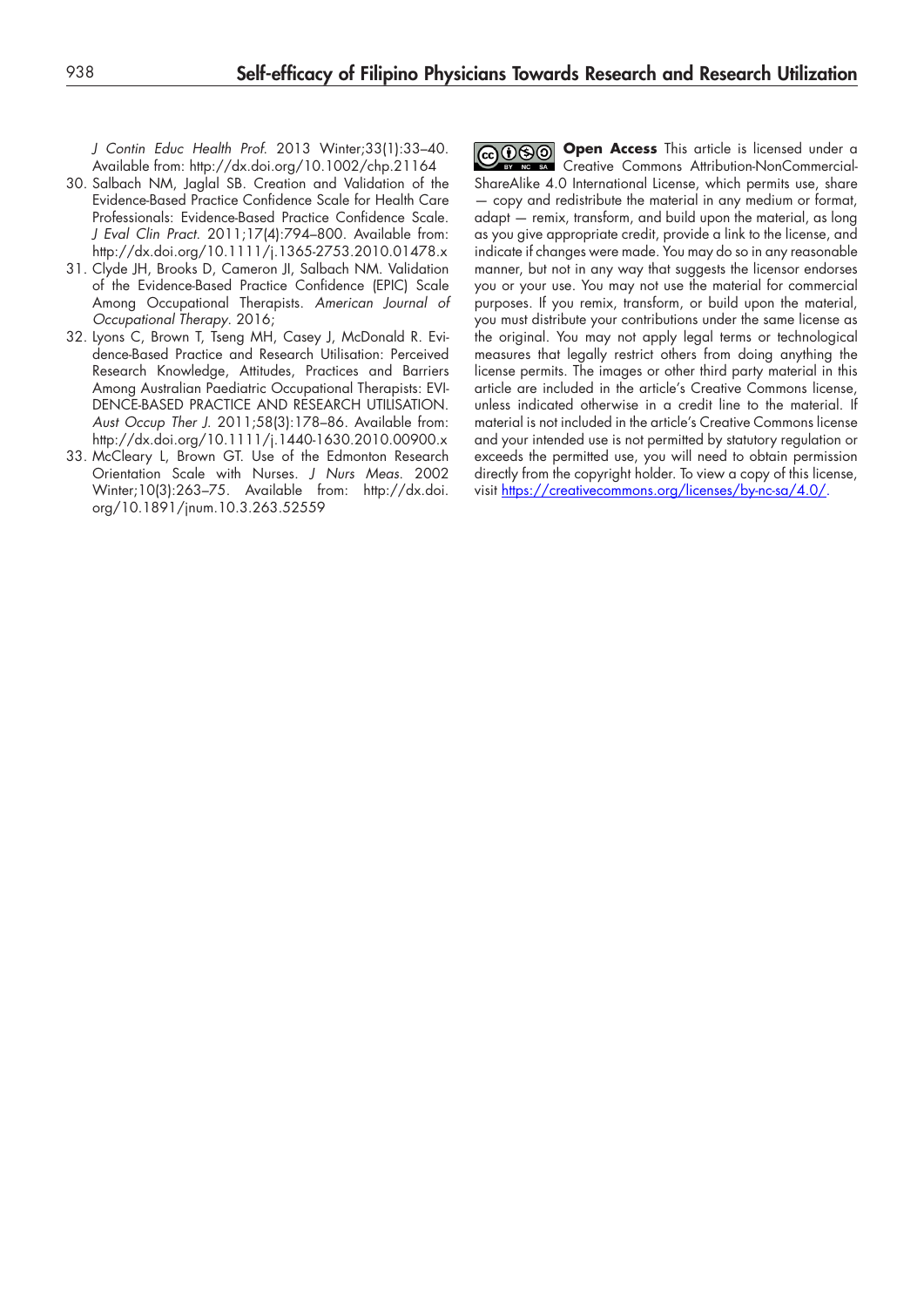*J Contin Educ Health Prof*. 2013 Winter;33(1):33–40. Available from: http://dx.doi.org/10.1002/chp.21164

30. Salbach NM, Jaglal SB. Creation and Validation of the Evidence-Based Practice Confidence Scale for Health Care Professionals: Evidence-Based Practice Confidence Scale. *J Eval Clin Pract*. 2011;17(4):794–800. Available from: http://dx.doi.org/10.1111/j.1365-2753.2010.01478.x
31. Clyde JH, Brooks D, Cameron JI, Salbach NM. Validation of the Evidence-Based Practice Confidence (EPIC) Scale Among Occupational Therapists. *American Journal of Occupational Therapy*. 2016;
32. Lyons C, Brown T, Tseng MH, Casey J, McDonald R. Evidence-Based Practice and Research Utilisation: Perceived Research Knowledge, Attitudes, Practices and Barriers Among Australian Paediatric Occupational Therapists: EVIDENCE-BASED PRACTICE AND RESEARCH UTILISATION. *Aust Occup Ther J*. 2011;58(3):178–86. Available from: http://dx.doi.org/10.1111/j.1440-1630.2010.00900.x
33. McCleary L, Brown GT. Use of the Edmonton Research Orientation Scale with Nurses. *J Nurs Meas*. 2002 Winter;10(3):263–75. Available from: http://dx.doi.org/10.1891/jnum.10.3.263.52559

**Open Access** This article is licensed under a Creative Commons Attribution-NonCommercial-ShareAlike 4.0 International License, which permits use, share — copy and redistribute the material in any medium or format, adapt — remix, transform, and build upon the material, as long as you give appropriate credit, provide a link to the license, and indicate if changes were made. You may do so in any reasonable manner, but not in any way that suggests the licensor endorses you or your use. You may not use the material for commercial purposes. If you remix, transform, or build upon the material, you must distribute your contributions under the same license as the original. You may not apply legal terms or technological measures that legally restrict others from doing anything the license permits. The images or other third party material in this article are included in the article's Creative Commons license, unless indicated otherwise in a credit line to the material. If material is not included in the article's Creative Commons license and your intended use is not permitted by statutory regulation or exceeds the permitted use, you will need to obtain permission directly from the copyright holder. To view a copy of this license, visit https://creativecommons.org/licenses/by-nc-sa/4.0/.